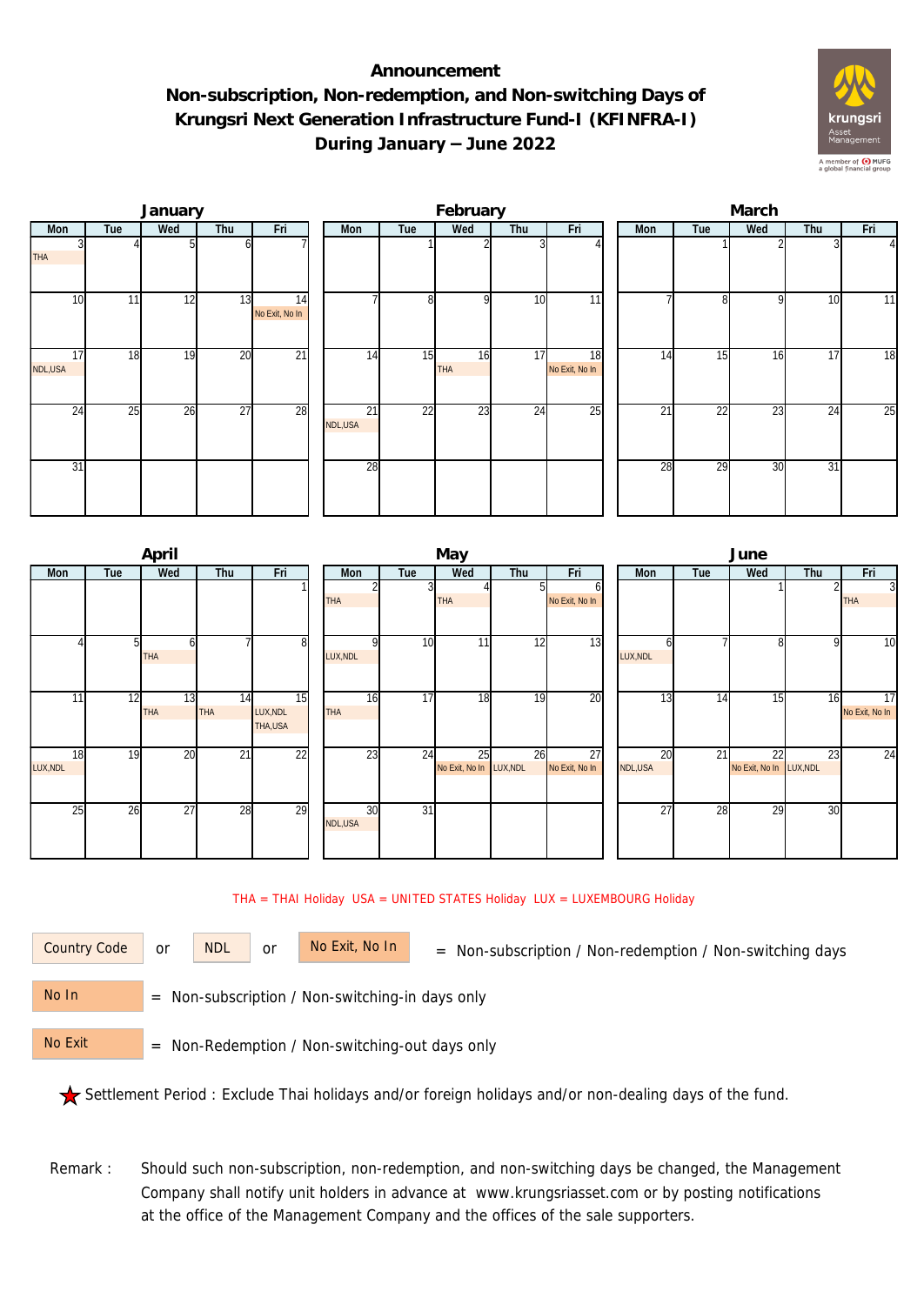# Announcement

## Non-subscription, Non-redemption, and Non-switching Days of Krungsri Next Generation Infrastructure Fund-I (KFINFRA-I) During January – June 2022

### January

| Mon | Tue | Wed | Thu | Fri |
|---|---|---|---|---|
| 3 THA | 4 | 5 | 6 | 7 |
| 10 | 11 | 12 | 13 | 14 No Exit, No In |
| 17 NDL,USA | 18 | 19 | 20 | 21 |
| 24 | 25 | 26 | 27 | 28 |
| 31 | | | | |

### February

| Mon | Tue | Wed | Thu | Fri |
|---|---|---|---|---|
| | 1 | 2 | 3 | 4 |
| 7 | 8 | 9 | 10 | 11 |
| 14 | 15 | 16 THA | 17 | 18 No Exit, No In |
| 21 NDL,USA | 22 | 23 | 24 | 25 |
| 28 | | | | |

### March

| Mon | Tue | Wed | Thu | Fri |
|---|---|---|---|---|
| | 1 | 2 | 3 | 4 |
| 7 | 8 | 9 | 10 | 11 |
| 14 | 15 | 16 | 17 | 18 |
| 21 | 22 | 23 | 24 | 25 |
| 28 | 29 | 30 | 31 | |

### April

| Mon | Tue | Wed | Thu | Fri |
|---|---|---|---|---|
| | | | | 1 |
| 4 | 5 | 6 THA | 7 | 8 |
| 11 | 12 | 13 THA | 14 THA | 15 LUX,NDL THA,USA |
| 18 LUX,NDL | 19 | 20 | 21 | 22 |
| 25 | 26 | 27 | 28 | 29 |

### May

| Mon | Tue | Wed | Thu | Fri |
|---|---|---|---|---|
| 2 THA | 3 | 4 THA | 5 | 6 No Exit, No In |
| 9 LUX,NDL | 10 | 11 | 12 | 13 |
| 16 THA | 17 | 18 | 19 | 20 |
| 23 | 24 | 25 No Exit, No In | 26 LUX,NDL | 27 No Exit, No In |
| 30 NDL,USA | 31 | | | |

### June

| Mon | Tue | Wed | Thu | Fri |
|---|---|---|---|---|
| | | 1 | 2 | 3 THA |
| 6 LUX,NDL | 7 | 8 | 9 | 10 |
| 13 | 14 | 15 | 16 | 17 No Exit, No In |
| 20 NDL,USA | 21 | 22 No Exit, No In | 23 LUX,NDL | 24 |
| 27 | 28 | 29 | 30 | |

THA = THAI Holiday USA = UNITED STATES Holiday LUX = LUXEMBOURG Holiday

Country Code or NDL or No Exit, No In = Non-subscription / Non-redemption / Non-switching days

No In = Non-subscription / Non-switching-in days only

No Exit = Non-Redemption / Non-switching-out days only

★ Settlement Period : Exclude Thai holidays and/or foreign holidays and/or non-dealing days of the fund.

Remark : Should such non-subscription, non-redemption, and non-switching days be changed, the Management Company shall notify unit holders in advance at www.krungsriasset.com or by posting notifications at the office of the Management Company and the offices of the sale supporters.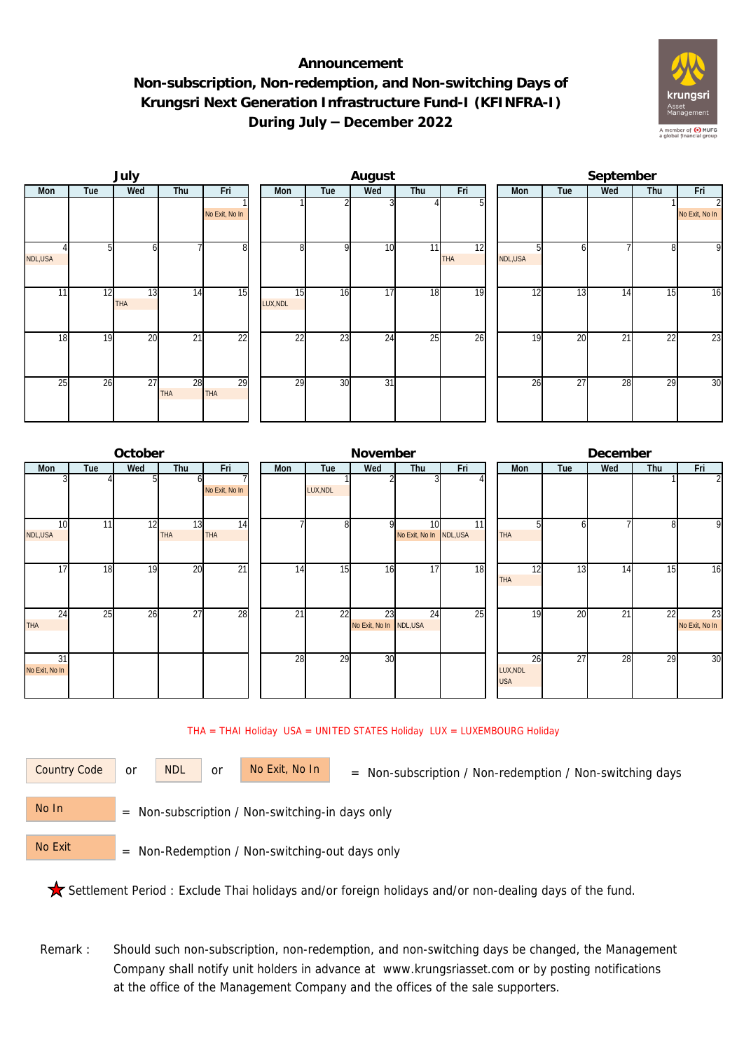# Announcement

## Non-subscription, Non-redemption, and Non-switching Days of Krungsri Next Generation Infrastructure Fund-I (KFINFRA-I) During July – December 2022

### July

| Mon | Tue | Wed | Thu | Fri |
|---|---|---|---|---|
| | | | | 1 No Exit, No In |
| 4 NDL,USA | 5 | 6 | 7 | 8 |
| 11 | 12 | 13 THA | 14 | 15 |
| 18 | 19 | 20 | 21 | 22 |
| 25 | 26 | 27 | 28 THA | 29 THA |

### August

| Mon | Tue | Wed | Thu | Fri |
|---|---|---|---|---|
| 1 | 2 | 3 | 4 | 5 |
| 8 | 9 | 10 | 11 | 12 THA |
| 15 LUX,NDL | 16 | 17 | 18 | 19 |
| 22 | 23 | 24 | 25 | 26 |
| 29 | 30 | 31 | | |

### September

| Mon | Tue | Wed | Thu | Fri |
|---|---|---|---|---|
| | | | 1 | 2 No Exit, No In |
| 5 NDL,USA | 6 | 7 | 8 | 9 |
| 12 | 13 | 14 | 15 | 16 |
| 19 | 20 | 21 | 22 | 23 |
| 26 | 27 | 28 | 29 | 30 |

### October

| Mon | Tue | Wed | Thu | Fri |
|---|---|---|---|---|
| 3 | 4 | 5 | 6 | 7 No Exit, No In |
| 10 NDL,USA | 11 | 12 | 13 THA | 14 THA |
| 17 | 18 | 19 | 20 | 21 |
| 24 THA | 25 | 26 | 27 | 28 |
| 31 No Exit, No In | | | | |

### November

| Mon | Tue | Wed | Thu | Fri |
|---|---|---|---|---|
| | 1 LUX,NDL | 2 | 3 | 4 |
| 7 | 8 | 9 | 10 No Exit, No In | 11 NDL,USA |
| 14 | 15 | 16 | 17 | 18 |
| 21 | 22 | 23 No Exit, No In | 24 NDL,USA | 25 |
| 28 | 29 | 30 | | |

### December

| Mon | Tue | Wed | Thu | Fri |
|---|---|---|---|---|
| | | | 1 | 2 |
| 5 THA | 6 | 7 | 8 | 9 |
| 12 THA | 13 | 14 | 15 | 16 |
| 19 | 20 | 21 | 22 | 23 No Exit, No In |
| 26 LUX,NDL USA | 27 | 28 | 29 | 30 |

THA = THAI Holiday USA = UNITED STATES Holiday LUX = LUXEMBOURG Holiday

Country Code or NDL or No Exit, No In = Non-subscription / Non-redemption / Non-switching days

No In = Non-subscription / Non-switching-in days only

No Exit = Non-Redemption / Non-switching-out days only

★ Settlement Period : Exclude Thai holidays and/or foreign holidays and/or non-dealing days of the fund.

Remark : Should such non-subscription, non-redemption, and non-switching days be changed, the Management Company shall notify unit holders in advance at www.krungsriasset.com or by posting notifications at the office of the Management Company and the offices of the sale supporters.